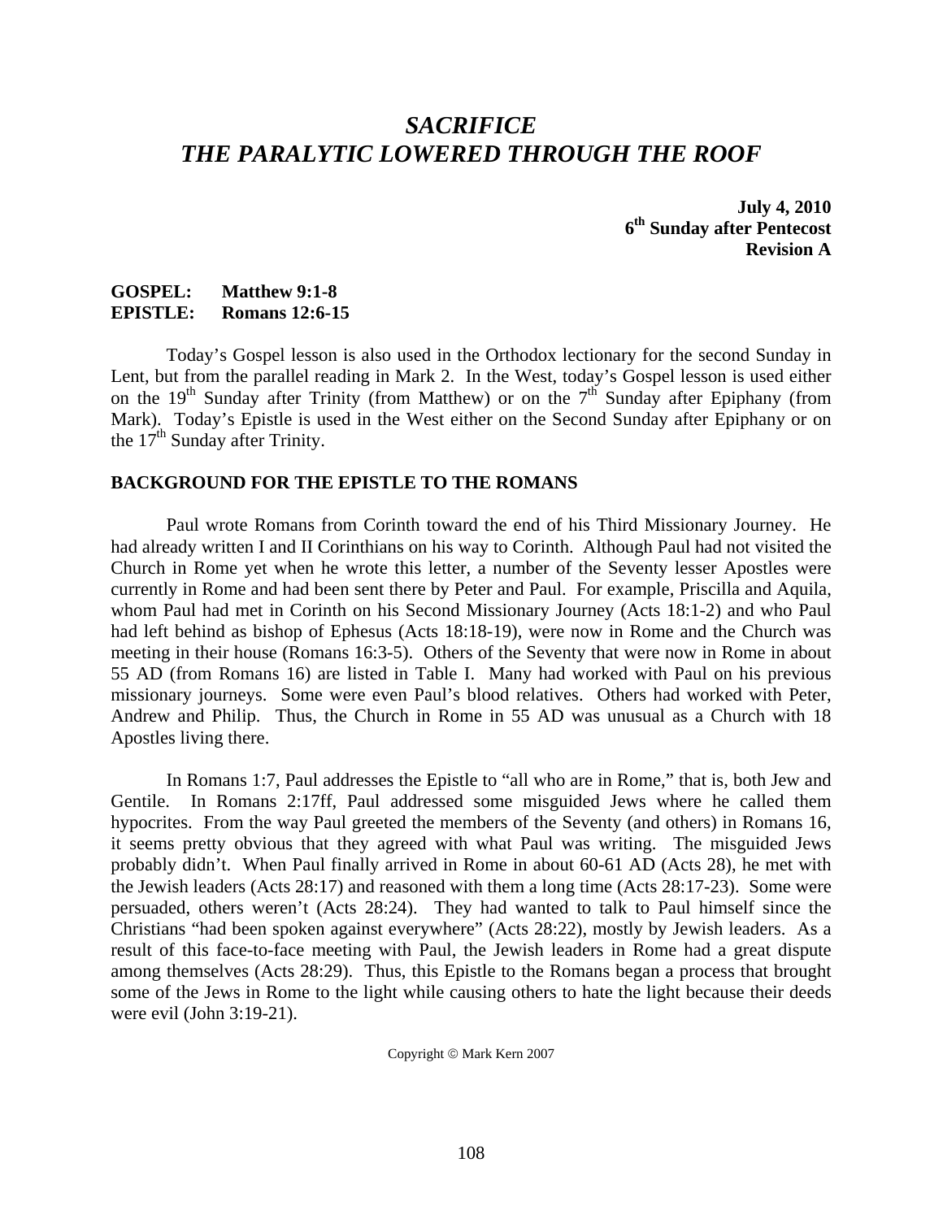# *SACRIFICE*
# *THE PARALYTIC LOWERED THROUGH THE ROOF*

**July 4, 2010**
**6th Sunday after Pentecost**
**Revision A**

**GOSPEL: Matthew 9:1-8**
**EPISTLE: Romans 12:6-15**

Today's Gospel lesson is also used in the Orthodox lectionary for the second Sunday in Lent, but from the parallel reading in Mark 2. In the West, today's Gospel lesson is used either on the 19th Sunday after Trinity (from Matthew) or on the 7th Sunday after Epiphany (from Mark). Today's Epistle is used in the West either on the Second Sunday after Epiphany or on the 17th Sunday after Trinity.

## BACKGROUND FOR THE EPISTLE TO THE ROMANS

Paul wrote Romans from Corinth toward the end of his Third Missionary Journey. He had already written I and II Corinthians on his way to Corinth. Although Paul had not visited the Church in Rome yet when he wrote this letter, a number of the Seventy lesser Apostles were currently in Rome and had been sent there by Peter and Paul. For example, Priscilla and Aquila, whom Paul had met in Corinth on his Second Missionary Journey (Acts 18:1-2) and who Paul had left behind as bishop of Ephesus (Acts 18:18-19), were now in Rome and the Church was meeting in their house (Romans 16:3-5). Others of the Seventy that were now in Rome in about 55 AD (from Romans 16) are listed in Table I. Many had worked with Paul on his previous missionary journeys. Some were even Paul's blood relatives. Others had worked with Peter, Andrew and Philip. Thus, the Church in Rome in 55 AD was unusual as a Church with 18 Apostles living there.

In Romans 1:7, Paul addresses the Epistle to "all who are in Rome," that is, both Jew and Gentile. In Romans 2:17ff, Paul addressed some misguided Jews where he called them hypocrites. From the way Paul greeted the members of the Seventy (and others) in Romans 16, it seems pretty obvious that they agreed with what Paul was writing. The misguided Jews probably didn't. When Paul finally arrived in Rome in about 60-61 AD (Acts 28), he met with the Jewish leaders (Acts 28:17) and reasoned with them a long time (Acts 28:17-23). Some were persuaded, others weren't (Acts 28:24). They had wanted to talk to Paul himself since the Christians "had been spoken against everywhere" (Acts 28:22), mostly by Jewish leaders. As a result of this face-to-face meeting with Paul, the Jewish leaders in Rome had a great dispute among themselves (Acts 28:29). Thus, this Epistle to the Romans began a process that brought some of the Jews in Rome to the light while causing others to hate the light because their deeds were evil (John 3:19-21).

Copyright © Mark Kern 2007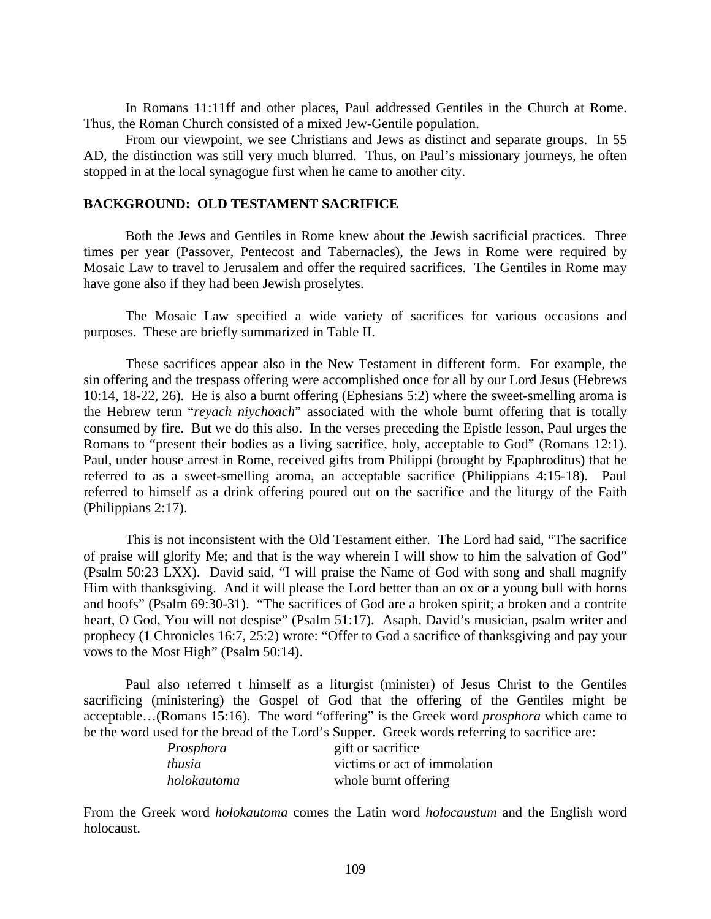In Romans 11:11ff and other places, Paul addressed Gentiles in the Church at Rome. Thus, the Roman Church consisted of a mixed Jew-Gentile population.

From our viewpoint, we see Christians and Jews as distinct and separate groups. In 55 AD, the distinction was still very much blurred. Thus, on Paul's missionary journeys, he often stopped in at the local synagogue first when he came to another city.

**BACKGROUND: OLD TESTAMENT SACRIFICE**

Both the Jews and Gentiles in Rome knew about the Jewish sacrificial practices. Three times per year (Passover, Pentecost and Tabernacles), the Jews in Rome were required by Mosaic Law to travel to Jerusalem and offer the required sacrifices. The Gentiles in Rome may have gone also if they had been Jewish proselytes.

The Mosaic Law specified a wide variety of sacrifices for various occasions and purposes. These are briefly summarized in Table II.

These sacrifices appear also in the New Testament in different form. For example, the sin offering and the trespass offering were accomplished once for all by our Lord Jesus (Hebrews 10:14, 18-22, 26). He is also a burnt offering (Ephesians 5:2) where the sweet-smelling aroma is the Hebrew term "*reyach niychoach*" associated with the whole burnt offering that is totally consumed by fire. But we do this also. In the verses preceding the Epistle lesson, Paul urges the Romans to "present their bodies as a living sacrifice, holy, acceptable to God" (Romans 12:1). Paul, under house arrest in Rome, received gifts from Philippi (brought by Epaphroditus) that he referred to as a sweet-smelling aroma, an acceptable sacrifice (Philippians 4:15-18). Paul referred to himself as a drink offering poured out on the sacrifice and the liturgy of the Faith (Philippians 2:17).

This is not inconsistent with the Old Testament either. The Lord had said, "The sacrifice of praise will glorify Me; and that is the way wherein I will show to him the salvation of God" (Psalm 50:23 LXX). David said, "I will praise the Name of God with song and shall magnify Him with thanksgiving. And it will please the Lord better than an ox or a young bull with horns and hoofs" (Psalm 69:30-31). "The sacrifices of God are a broken spirit; a broken and a contrite heart, O God, You will not despise" (Psalm 51:17). Asaph, David's musician, psalm writer and prophecy (1 Chronicles 16:7, 25:2) wrote: "Offer to God a sacrifice of thanksgiving and pay your vows to the Most High" (Psalm 50:14).

Paul also referred t himself as a liturgist (minister) of Jesus Christ to the Gentiles sacrificing (ministering) the Gospel of God that the offering of the Gentiles might be acceptable…(Romans 15:16). The word "offering" is the Greek word *prosphora* which came to be the word used for the bread of the Lord's Supper. Greek words referring to sacrifice are:

| | |
|---|---|
| *Prosphora* | gift or sacrifice |
| *thusia* | victims or act of immolation |
| *holokautoma* | whole burnt offering |

From the Greek word *holokautoma* comes the Latin word *holocaustum* and the English word holocaust.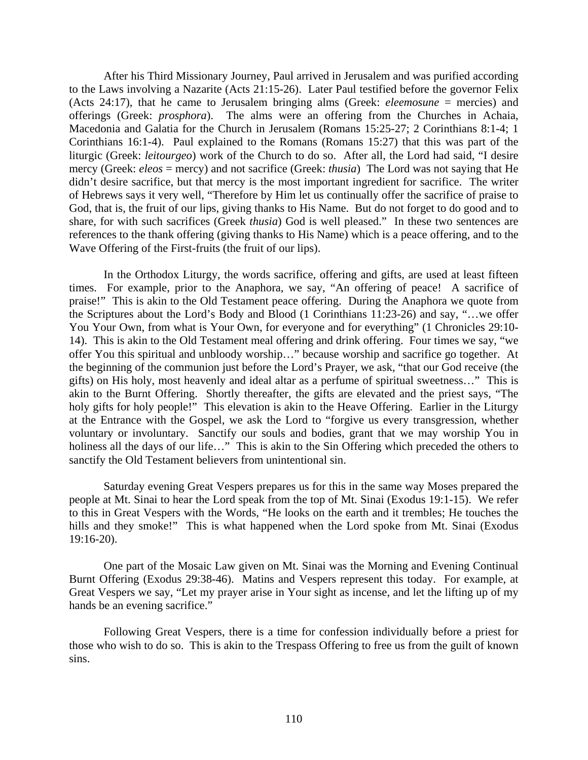After his Third Missionary Journey, Paul arrived in Jerusalem and was purified according to the Laws involving a Nazarite (Acts 21:15-26). Later Paul testified before the governor Felix (Acts 24:17), that he came to Jerusalem bringing alms (Greek: *eleemosune* = mercies) and offerings (Greek: *prosphora*). The alms were an offering from the Churches in Achaia, Macedonia and Galatia for the Church in Jerusalem (Romans 15:25-27; 2 Corinthians 8:1-4; 1 Corinthians 16:1-4). Paul explained to the Romans (Romans 15:27) that this was part of the liturgic (Greek: *leitourgeo*) work of the Church to do so. After all, the Lord had said, "I desire mercy (Greek: *eleos* = mercy) and not sacrifice (Greek: *thusia*) The Lord was not saying that He didn't desire sacrifice, but that mercy is the most important ingredient for sacrifice. The writer of Hebrews says it very well, "Therefore by Him let us continually offer the sacrifice of praise to God, that is, the fruit of our lips, giving thanks to His Name. But do not forget to do good and to share, for with such sacrifices (Greek *thusia*) God is well pleased." In these two sentences are references to the thank offering (giving thanks to His Name) which is a peace offering, and to the Wave Offering of the First-fruits (the fruit of our lips).

In the Orthodox Liturgy, the words sacrifice, offering and gifts, are used at least fifteen times. For example, prior to the Anaphora, we say, "An offering of peace! A sacrifice of praise!" This is akin to the Old Testament peace offering. During the Anaphora we quote from the Scriptures about the Lord's Body and Blood (1 Corinthians 11:23-26) and say, "…we offer You Your Own, from what is Your Own, for everyone and for everything" (1 Chronicles 29:10-14). This is akin to the Old Testament meal offering and drink offering. Four times we say, "we offer You this spiritual and unbloody worship…" because worship and sacrifice go together. At the beginning of the communion just before the Lord's Prayer, we ask, "that our God receive (the gifts) on His holy, most heavenly and ideal altar as a perfume of spiritual sweetness…" This is akin to the Burnt Offering. Shortly thereafter, the gifts are elevated and the priest says, "The holy gifts for holy people!" This elevation is akin to the Heave Offering. Earlier in the Liturgy at the Entrance with the Gospel, we ask the Lord to "forgive us every transgression, whether voluntary or involuntary. Sanctify our souls and bodies, grant that we may worship You in holiness all the days of our life…" This is akin to the Sin Offering which preceded the others to sanctify the Old Testament believers from unintentional sin.

Saturday evening Great Vespers prepares us for this in the same way Moses prepared the people at Mt. Sinai to hear the Lord speak from the top of Mt. Sinai (Exodus 19:1-15). We refer to this in Great Vespers with the Words, "He looks on the earth and it trembles; He touches the hills and they smoke!" This is what happened when the Lord spoke from Mt. Sinai (Exodus 19:16-20).

One part of the Mosaic Law given on Mt. Sinai was the Morning and Evening Continual Burnt Offering (Exodus 29:38-46). Matins and Vespers represent this today. For example, at Great Vespers we say, "Let my prayer arise in Your sight as incense, and let the lifting up of my hands be an evening sacrifice."

Following Great Vespers, there is a time for confession individually before a priest for those who wish to do so. This is akin to the Trespass Offering to free us from the guilt of known sins.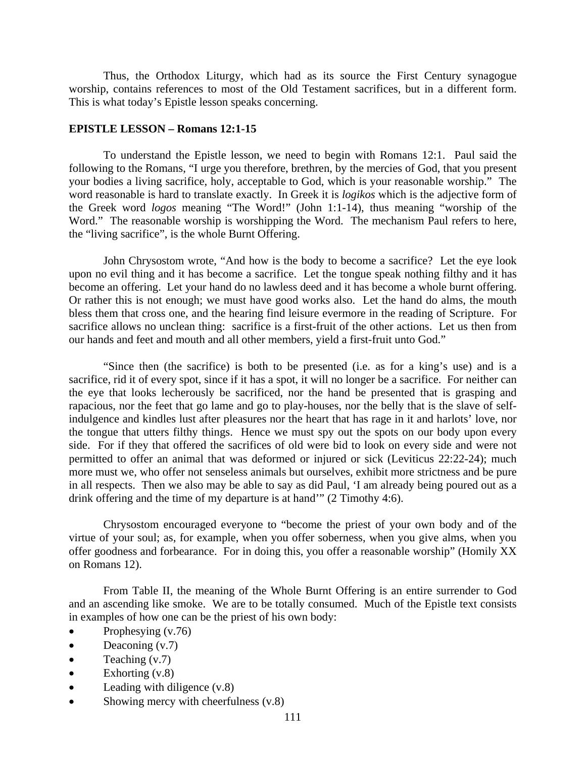Thus, the Orthodox Liturgy, which had as its source the First Century synagogue worship, contains references to most of the Old Testament sacrifices, but in a different form. This is what today's Epistle lesson speaks concerning.

**EPISTLE LESSON – Romans 12:1-15**

To understand the Epistle lesson, we need to begin with Romans 12:1. Paul said the following to the Romans, "I urge you therefore, brethren, by the mercies of God, that you present your bodies a living sacrifice, holy, acceptable to God, which is your reasonable worship." The word reasonable is hard to translate exactly. In Greek it is *logikos* which is the adjective form of the Greek word *logos* meaning "The Word!" (John 1:1-14), thus meaning "worship of the Word." The reasonable worship is worshipping the Word. The mechanism Paul refers to here, the "living sacrifice", is the whole Burnt Offering.

John Chrysostom wrote, "And how is the body to become a sacrifice? Let the eye look upon no evil thing and it has become a sacrifice. Let the tongue speak nothing filthy and it has become an offering. Let your hand do no lawless deed and it has become a whole burnt offering. Or rather this is not enough; we must have good works also. Let the hand do alms, the mouth bless them that cross one, and the hearing find leisure evermore in the reading of Scripture. For sacrifice allows no unclean thing: sacrifice is a first-fruit of the other actions. Let us then from our hands and feet and mouth and all other members, yield a first-fruit unto God."

"Since then (the sacrifice) is both to be presented (i.e. as for a king's use) and is a sacrifice, rid it of every spot, since if it has a spot, it will no longer be a sacrifice. For neither can the eye that looks lecherously be sacrificed, nor the hand be presented that is grasping and rapacious, nor the feet that go lame and go to play-houses, nor the belly that is the slave of self-indulgence and kindles lust after pleasures nor the heart that has rage in it and harlots' love, nor the tongue that utters filthy things. Hence we must spy out the spots on our body upon every side. For if they that offered the sacrifices of old were bid to look on every side and were not permitted to offer an animal that was deformed or injured or sick (Leviticus 22:22-24); much more must we, who offer not senseless animals but ourselves, exhibit more strictness and be pure in all respects. Then we also may be able to say as did Paul, 'I am already being poured out as a drink offering and the time of my departure is at hand'" (2 Timothy 4:6).

Chrysostom encouraged everyone to "become the priest of your own body and of the virtue of your soul; as, for example, when you offer soberness, when you give alms, when you offer goodness and forbearance. For in doing this, you offer a reasonable worship" (Homily XX on Romans 12).

From Table II, the meaning of the Whole Burnt Offering is an entire surrender to God and an ascending like smoke. We are to be totally consumed. Much of the Epistle text consists in examples of how one can be the priest of his own body:

- Prophesying (v.76)
- Deaconing (v.7)
- Teaching (v.7)
- Exhorting (v.8)
- Leading with diligence (v.8)
- Showing mercy with cheerfulness (v.8)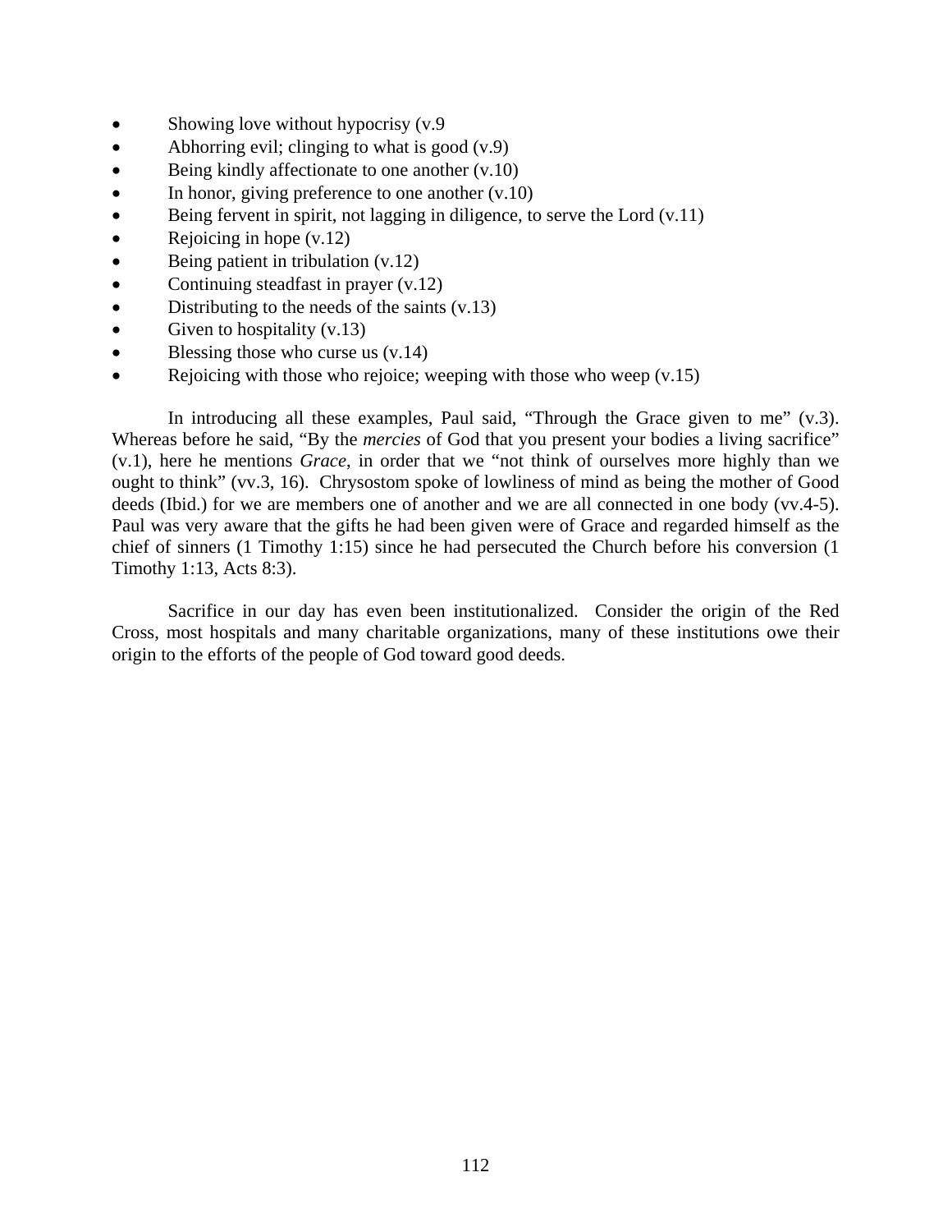- Showing love without hypocrisy (v.9
- Abhorring evil; clinging to what is good (v.9)
- Being kindly affectionate to one another (v.10)
- In honor, giving preference to one another (v.10)
- Being fervent in spirit, not lagging in diligence, to serve the Lord (v.11)
- Rejoicing in hope (v.12)
- Being patient in tribulation (v.12)
- Continuing steadfast in prayer (v.12)
- Distributing to the needs of the saints (v.13)
- Given to hospitality (v.13)
- Blessing those who curse us (v.14)
- Rejoicing with those who rejoice; weeping with those who weep (v.15)

In introducing all these examples, Paul said, "Through the Grace given to me" (v.3). Whereas before he said, "By the *mercies* of God that you present your bodies a living sacrifice" (v.1), here he mentions *Grace*, in order that we "not think of ourselves more highly than we ought to think" (vv.3, 16). Chrysostom spoke of lowliness of mind as being the mother of Good deeds (Ibid.) for we are members one of another and we are all connected in one body (vv.4-5). Paul was very aware that the gifts he had been given were of Grace and regarded himself as the chief of sinners (1 Timothy 1:15) since he had persecuted the Church before his conversion (1 Timothy 1:13, Acts 8:3).

Sacrifice in our day has even been institutionalized. Consider the origin of the Red Cross, most hospitals and many charitable organizations, many of these institutions owe their origin to the efforts of the people of God toward good deeds.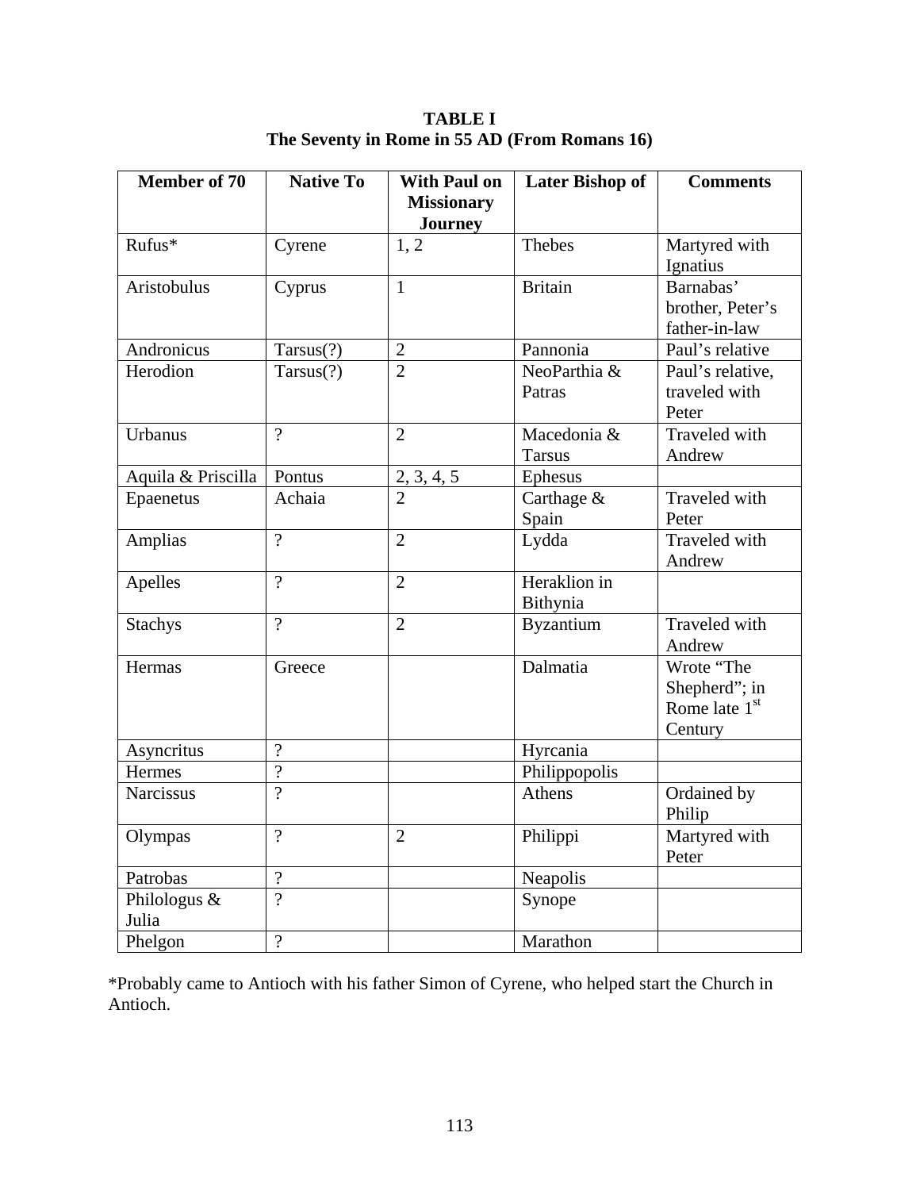**TABLE I**
**The Seventy in Rome in 55 AD (From Romans 16)**

| Member of 70 | Native To | With Paul on Missionary Journey | Later Bishop of | Comments |
|---|---|---|---|---|
| Rufus* | Cyrene | 1, 2 | Thebes | Martyred with Ignatius |
| Aristobulus | Cyprus | 1 | Britain | Barnabas' brother, Peter's father-in-law |
| Andronicus | Tarsus(?) | 2 | Pannonia | Paul's relative |
| Herodion | Tarsus(?) | 2 | NeoParthia & Patras | Paul's relative, traveled with Peter |
| Urbanus | ? | 2 | Macedonia & Tarsus | Traveled with Andrew |
| Aquila & Priscilla | Pontus | 2, 3, 4, 5 | Ephesus | |
| Epaenetus | Achaia | 2 | Carthage & Spain | Traveled with Peter |
| Amplias | ? | 2 | Lydda | Traveled with Andrew |
| Apelles | ? | 2 | Heraklion in Bithynia | |
| Stachys | ? | 2 | Byzantium | Traveled with Andrew |
| Hermas | Greece | | Dalmatia | Wrote "The Shepherd"; in Rome late 1st Century |
| Asyncritus | ? | | Hyrcania | |
| Hermes | ? | | Philippopolis | |
| Narcissus | ? | | Athens | Ordained by Philip |
| Olympas | ? | 2 | Philippi | Martyred with Peter |
| Patrobas | ? | | Neapolis | |
| Philologus & Julia | ? | | Synope | |
| Phelgon | ? | | Marathon | |

*Probably came to Antioch with his father Simon of Cyrene, who helped start the Church in Antioch.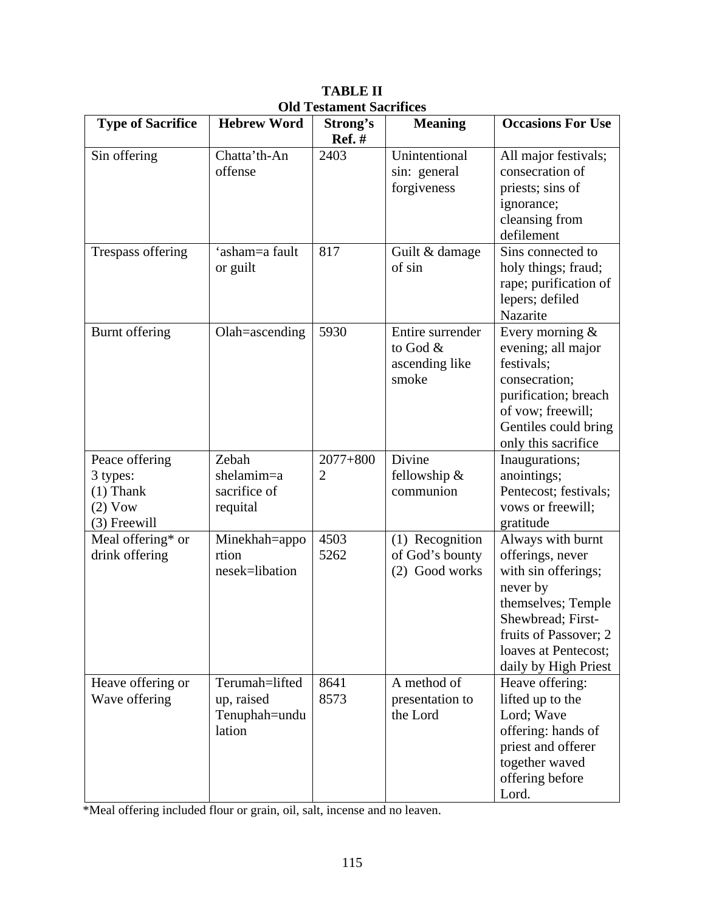**TABLE II**
**Old Testament Sacrifices**

| Type of Sacrifice | Hebrew Word | Strong's Ref. # | Meaning | Occasions For Use |
|---|---|---|---|---|
| Sin offering | Chatta'th-An offense | 2403 | Unintentional sin: general forgiveness | All major festivals; consecration of priests; sins of ignorance; cleansing from defilement |
| Trespass offering | 'asham=a fault or guilt | 817 | Guilt & damage of sin | Sins connected to holy things; fraud; rape; purification of lepers; defiled Nazarite |
| Burnt offering | Olah=ascending | 5930 | Entire surrender to God & ascending like smoke | Every morning & evening; all major festivals; consecration; purification; breach of vow; freewill; Gentiles could bring only this sacrifice |
| Peace offering 3 types: (1) Thank (2) Vow (3) Freewill | Zebah shelamim=a sacrifice of requital | 2077+8002 | Divine fellowship & communion | Inaugurations; anointings; Pentecost; festivals; vows or freewill; gratitude |
| Meal offering* or drink offering | Minekhah=apportion nesek=libation | 4503 5262 | (1) Recognition of God's bounty (2) Good works | Always with burnt offerings, never with sin offerings; never by themselves; Temple Shewbread; First-fruits of Passover; 2 loaves at Pentecost; daily by High Priest |
| Heave offering or Wave offering | Terumah=lifted up, raised Tenuphah=undulation | 8641 8573 | A method of presentation to the Lord | Heave offering: lifted up to the Lord; Wave offering: hands of priest and offerer together waved offering before Lord. |

*Meal offering included flour or grain, oil, salt, incense and no leaven.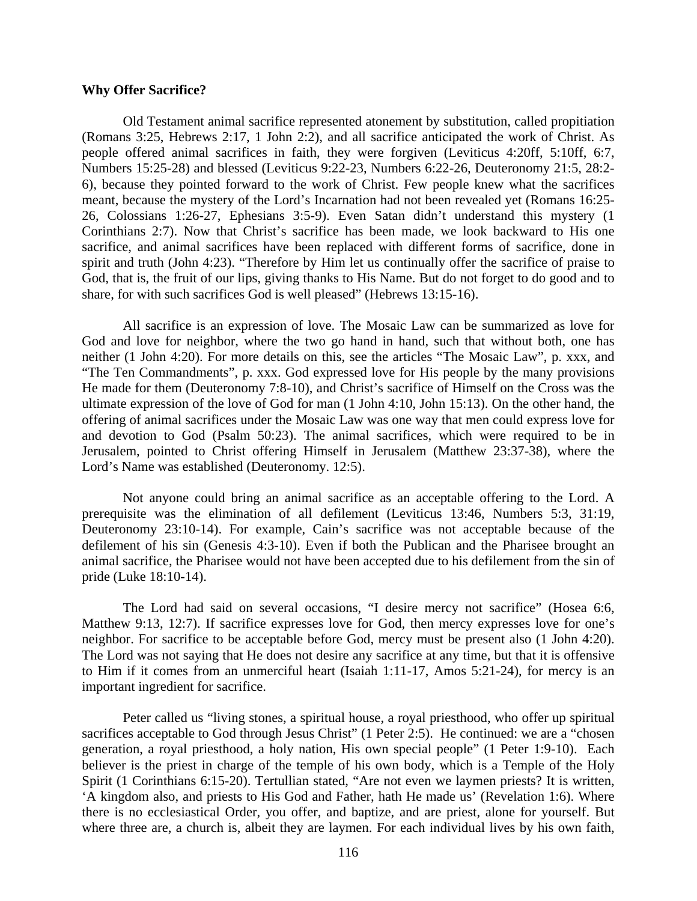**Why Offer Sacrifice?**

Old Testament animal sacrifice represented atonement by substitution, called propitiation (Romans 3:25, Hebrews 2:17, 1 John 2:2), and all sacrifice anticipated the work of Christ. As people offered animal sacrifices in faith, they were forgiven (Leviticus 4:20ff, 5:10ff, 6:7, Numbers 15:25-28) and blessed (Leviticus 9:22-23, Numbers 6:22-26, Deuteronomy 21:5, 28:2-6), because they pointed forward to the work of Christ. Few people knew what the sacrifices meant, because the mystery of the Lord's Incarnation had not been revealed yet (Romans 16:25-26, Colossians 1:26-27, Ephesians 3:5-9). Even Satan didn't understand this mystery (1 Corinthians 2:7). Now that Christ's sacrifice has been made, we look backward to His one sacrifice, and animal sacrifices have been replaced with different forms of sacrifice, done in spirit and truth (John 4:23). "Therefore by Him let us continually offer the sacrifice of praise to God, that is, the fruit of our lips, giving thanks to His Name. But do not forget to do good and to share, for with such sacrifices God is well pleased" (Hebrews 13:15-16).

All sacrifice is an expression of love. The Mosaic Law can be summarized as love for God and love for neighbor, where the two go hand in hand, such that without both, one has neither (1 John 4:20). For more details on this, see the articles "The Mosaic Law", p. xxx, and "The Ten Commandments", p. xxx. God expressed love for His people by the many provisions He made for them (Deuteronomy 7:8-10), and Christ's sacrifice of Himself on the Cross was the ultimate expression of the love of God for man (1 John 4:10, John 15:13). On the other hand, the offering of animal sacrifices under the Mosaic Law was one way that men could express love for and devotion to God (Psalm 50:23). The animal sacrifices, which were required to be in Jerusalem, pointed to Christ offering Himself in Jerusalem (Matthew 23:37-38), where the Lord's Name was established (Deuteronomy. 12:5).

Not anyone could bring an animal sacrifice as an acceptable offering to the Lord. A prerequisite was the elimination of all defilement (Leviticus 13:46, Numbers 5:3, 31:19, Deuteronomy 23:10-14). For example, Cain's sacrifice was not acceptable because of the defilement of his sin (Genesis 4:3-10). Even if both the Publican and the Pharisee brought an animal sacrifice, the Pharisee would not have been accepted due to his defilement from the sin of pride (Luke 18:10-14).

The Lord had said on several occasions, "I desire mercy not sacrifice" (Hosea 6:6, Matthew 9:13, 12:7). If sacrifice expresses love for God, then mercy expresses love for one's neighbor. For sacrifice to be acceptable before God, mercy must be present also (1 John 4:20). The Lord was not saying that He does not desire any sacrifice at any time, but that it is offensive to Him if it comes from an unmerciful heart (Isaiah 1:11-17, Amos 5:21-24), for mercy is an important ingredient for sacrifice.

Peter called us "living stones, a spiritual house, a royal priesthood, who offer up spiritual sacrifices acceptable to God through Jesus Christ" (1 Peter 2:5). He continued: we are a "chosen generation, a royal priesthood, a holy nation, His own special people" (1 Peter 1:9-10). Each believer is the priest in charge of the temple of his own body, which is a Temple of the Holy Spirit (1 Corinthians 6:15-20). Tertullian stated, "Are not even we laymen priests? It is written, 'A kingdom also, and priests to His God and Father, hath He made us' (Revelation 1:6). Where there is no ecclesiastical Order, you offer, and baptize, and are priest, alone for yourself. But where three are, a church is, albeit they are laymen. For each individual lives by his own faith,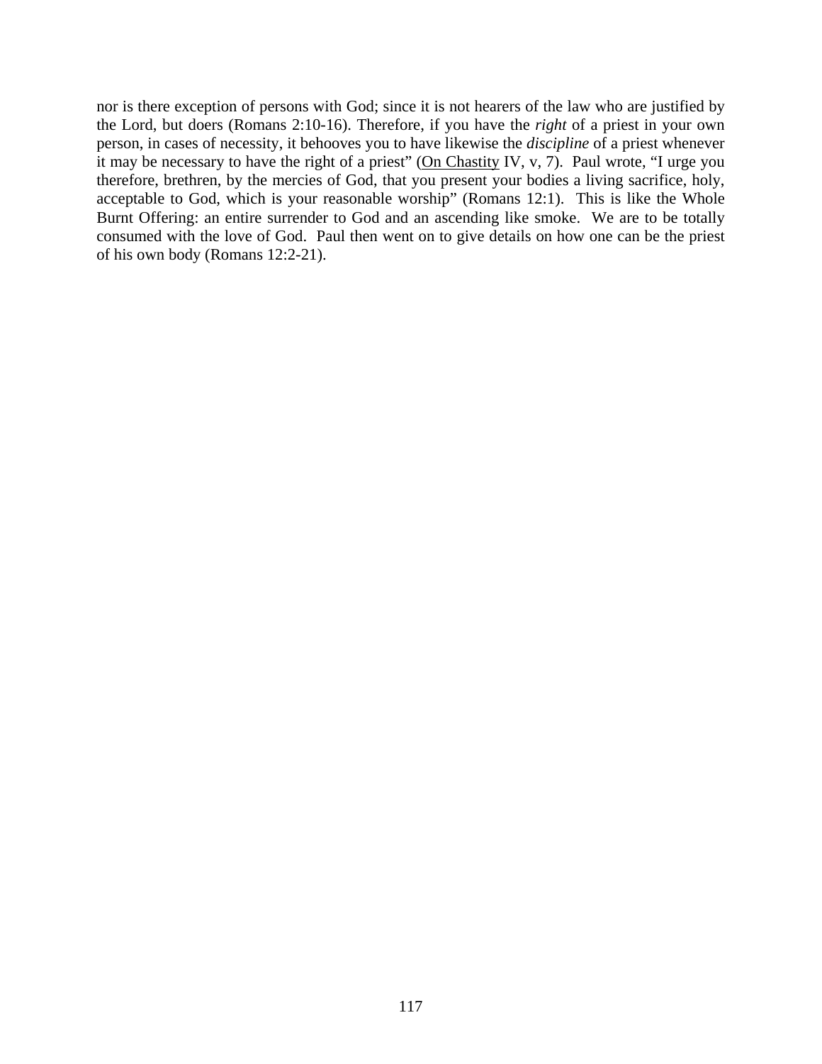nor is there exception of persons with God; since it is not hearers of the law who are justified by the Lord, but doers (Romans 2:10-16). Therefore, if you have the *right* of a priest in your own person, in cases of necessity, it behooves you to have likewise the *discipline* of a priest whenever it may be necessary to have the right of a priest" (On Chastity IV, v, 7). Paul wrote, "I urge you therefore, brethren, by the mercies of God, that you present your bodies a living sacrifice, holy, acceptable to God, which is your reasonable worship" (Romans 12:1). This is like the Whole Burnt Offering: an entire surrender to God and an ascending like smoke. We are to be totally consumed with the love of God. Paul then went on to give details on how one can be the priest of his own body (Romans 12:2-21).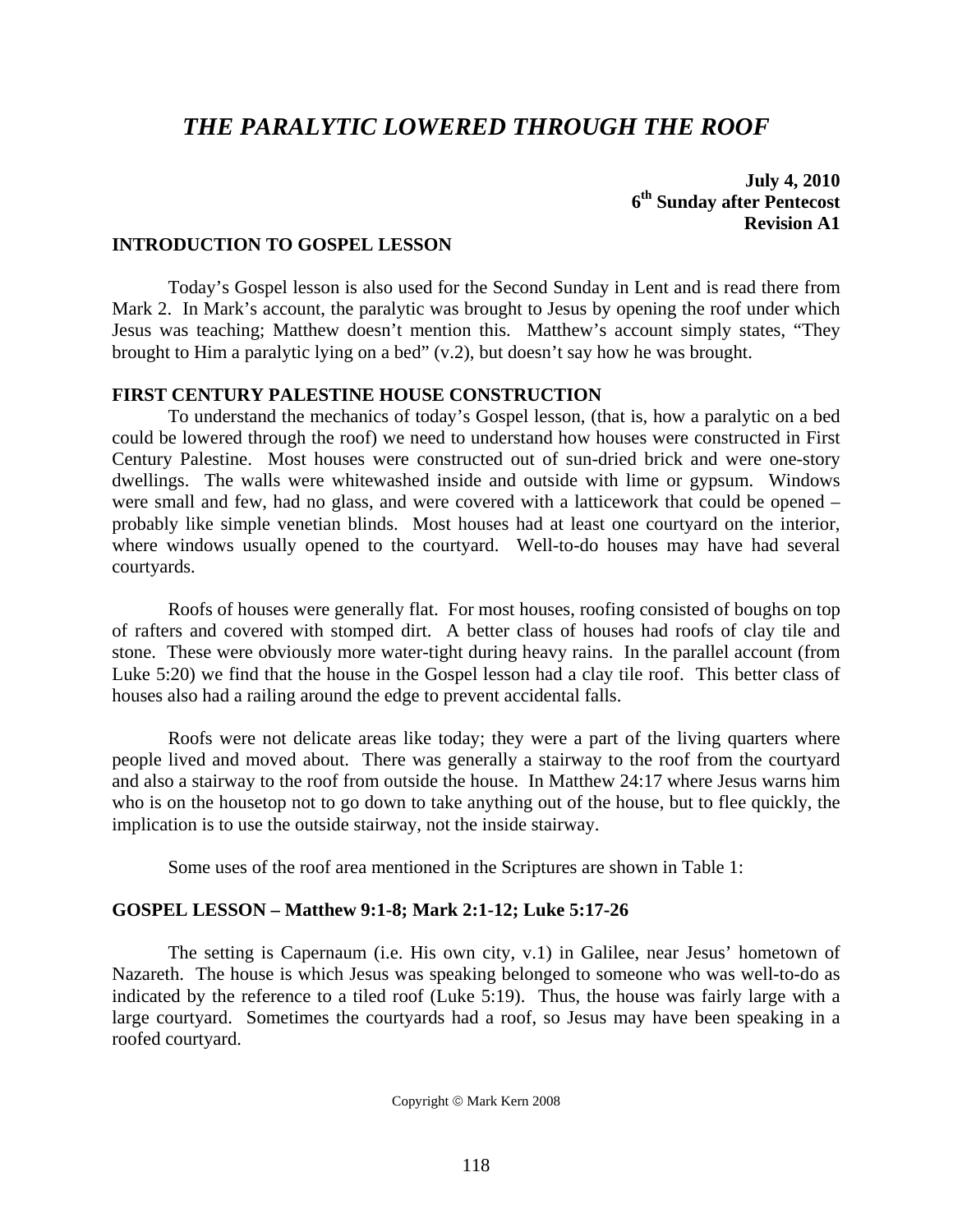# *THE PARALYTIC LOWERED THROUGH THE ROOF*

**July 4, 2010**
**6th Sunday after Pentecost**
**Revision A1**

## INTRODUCTION TO GOSPEL LESSON

Today's Gospel lesson is also used for the Second Sunday in Lent and is read there from Mark 2. In Mark's account, the paralytic was brought to Jesus by opening the roof under which Jesus was teaching; Matthew doesn't mention this. Matthew's account simply states, "They brought to Him a paralytic lying on a bed" (v.2), but doesn't say how he was brought.

## FIRST CENTURY PALESTINE HOUSE CONSTRUCTION

To understand the mechanics of today's Gospel lesson, (that is, how a paralytic on a bed could be lowered through the roof) we need to understand how houses were constructed in First Century Palestine. Most houses were constructed out of sun-dried brick and were one-story dwellings. The walls were whitewashed inside and outside with lime or gypsum. Windows were small and few, had no glass, and were covered with a latticework that could be opened – probably like simple venetian blinds. Most houses had at least one courtyard on the interior, where windows usually opened to the courtyard. Well-to-do houses may have had several courtyards.

Roofs of houses were generally flat. For most houses, roofing consisted of boughs on top of rafters and covered with stomped dirt. A better class of houses had roofs of clay tile and stone. These were obviously more water-tight during heavy rains. In the parallel account (from Luke 5:20) we find that the house in the Gospel lesson had a clay tile roof. This better class of houses also had a railing around the edge to prevent accidental falls.

Roofs were not delicate areas like today; they were a part of the living quarters where people lived and moved about. There was generally a stairway to the roof from the courtyard and also a stairway to the roof from outside the house. In Matthew 24:17 where Jesus warns him who is on the housetop not to go down to take anything out of the house, but to flee quickly, the implication is to use the outside stairway, not the inside stairway.

Some uses of the roof area mentioned in the Scriptures are shown in Table 1:

## GOSPEL LESSON – Matthew 9:1-8; Mark 2:1-12; Luke 5:17-26

The setting is Capernaum (i.e. His own city, v.1) in Galilee, near Jesus' hometown of Nazareth. The house is which Jesus was speaking belonged to someone who was well-to-do as indicated by the reference to a tiled roof (Luke 5:19). Thus, the house was fairly large with a large courtyard. Sometimes the courtyards had a roof, so Jesus may have been speaking in a roofed courtyard.

Copyright © Mark Kern 2008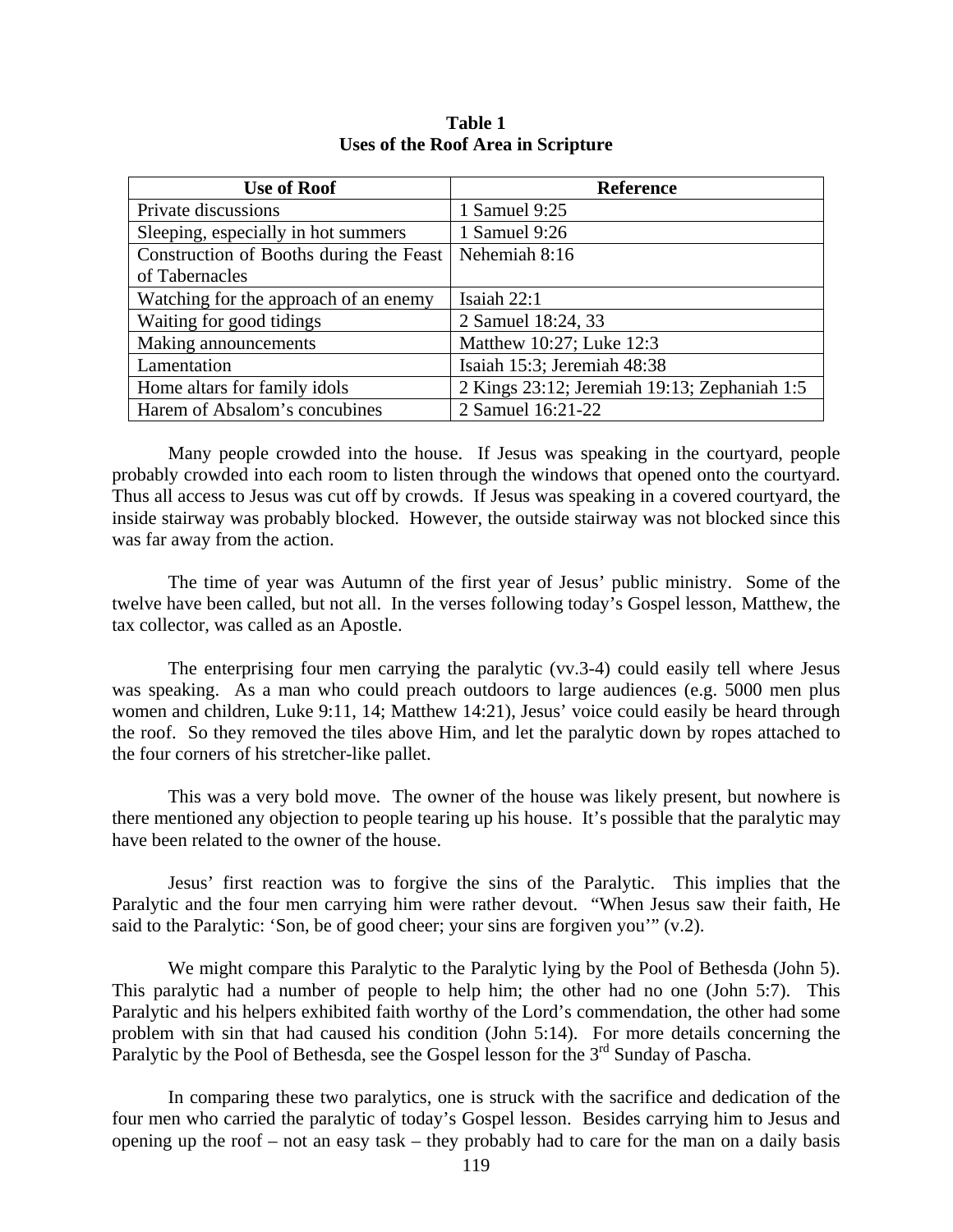**Table 1**
**Uses of the Roof Area in Scripture**

| Use of Roof | Reference |
|---|---|
| Private discussions | 1 Samuel 9:25 |
| Sleeping, especially in hot summers | 1 Samuel 9:26 |
| Construction of Booths during the Feast of Tabernacles | Nehemiah 8:16 |
| Watching for the approach of an enemy | Isaiah 22:1 |
| Waiting for good tidings | 2 Samuel 18:24, 33 |
| Making announcements | Matthew 10:27; Luke 12:3 |
| Lamentation | Isaiah 15:3; Jeremiah 48:38 |
| Home altars for family idols | 2 Kings 23:12; Jeremiah 19:13; Zephaniah 1:5 |
| Harem of Absalom's concubines | 2 Samuel 16:21-22 |

Many people crowded into the house. If Jesus was speaking in the courtyard, people probably crowded into each room to listen through the windows that opened onto the courtyard. Thus all access to Jesus was cut off by crowds. If Jesus was speaking in a covered courtyard, the inside stairway was probably blocked. However, the outside stairway was not blocked since this was far away from the action.

The time of year was Autumn of the first year of Jesus' public ministry. Some of the twelve have been called, but not all. In the verses following today's Gospel lesson, Matthew, the tax collector, was called as an Apostle.

The enterprising four men carrying the paralytic (vv.3-4) could easily tell where Jesus was speaking. As a man who could preach outdoors to large audiences (e.g. 5000 men plus women and children, Luke 9:11, 14; Matthew 14:21), Jesus' voice could easily be heard through the roof. So they removed the tiles above Him, and let the paralytic down by ropes attached to the four corners of his stretcher-like pallet.

This was a very bold move. The owner of the house was likely present, but nowhere is there mentioned any objection to people tearing up his house. It's possible that the paralytic may have been related to the owner of the house.

Jesus' first reaction was to forgive the sins of the Paralytic. This implies that the Paralytic and the four men carrying him were rather devout. "When Jesus saw their faith, He said to the Paralytic: 'Son, be of good cheer; your sins are forgiven you'" (v.2).

We might compare this Paralytic to the Paralytic lying by the Pool of Bethesda (John 5). This paralytic had a number of people to help him; the other had no one (John 5:7). This Paralytic and his helpers exhibited faith worthy of the Lord's commendation, the other had some problem with sin that had caused his condition (John 5:14). For more details concerning the Paralytic by the Pool of Bethesda, see the Gospel lesson for the 3rd Sunday of Pascha.

In comparing these two paralytics, one is struck with the sacrifice and dedication of the four men who carried the paralytic of today's Gospel lesson. Besides carrying him to Jesus and opening up the roof – not an easy task – they probably had to care for the man on a daily basis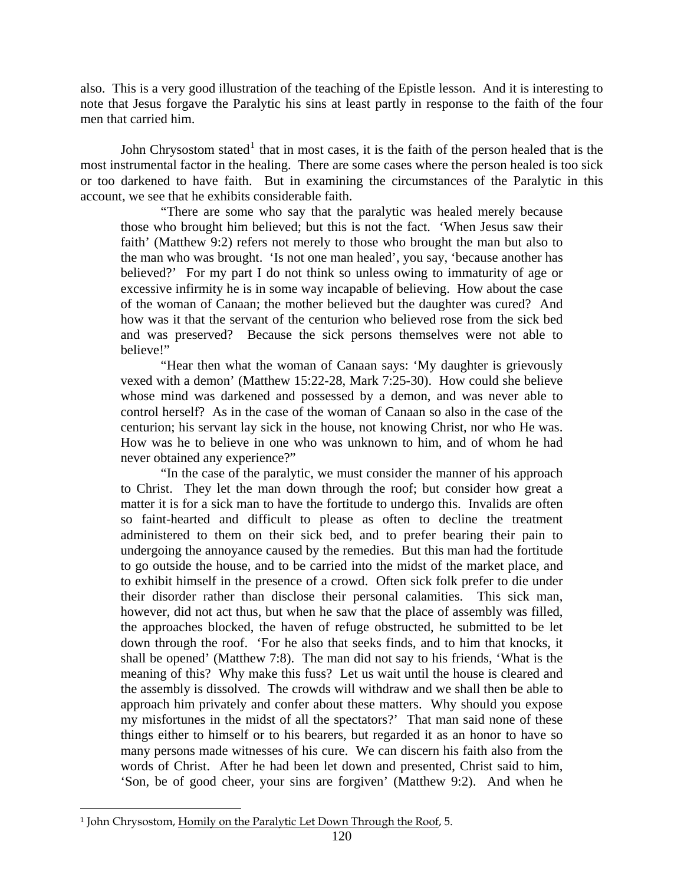also. This is a very good illustration of the teaching of the Epistle lesson. And it is interesting to note that Jesus forgave the Paralytic his sins at least partly in response to the faith of the four men that carried him.

John Chrysostom stated[1] that in most cases, it is the faith of the person healed that is the most instrumental factor in the healing. There are some cases where the person healed is too sick or too darkened to have faith. But in examining the circumstances of the Paralytic in this account, we see that he exhibits considerable faith.

> "There are some who say that the paralytic was healed merely because those who brought him believed; but this is not the fact. 'When Jesus saw their faith' (Matthew 9:2) refers not merely to those who brought the man but also to the man who was brought. 'Is not one man healed', you say, 'because another has believed?' For my part I do not think so unless owing to immaturity of age or excessive infirmity he is in some way incapable of believing. How about the case of the woman of Canaan; the mother believed but the daughter was cured? And how was it that the servant of the centurion who believed rose from the sick bed and was preserved? Because the sick persons themselves were not able to believe!"
>
> "Hear then what the woman of Canaan says: 'My daughter is grievously vexed with a demon' (Matthew 15:22-28, Mark 7:25-30). How could she believe whose mind was darkened and possessed by a demon, and was never able to control herself? As in the case of the woman of Canaan so also in the case of the centurion; his servant lay sick in the house, not knowing Christ, nor who He was. How was he to believe in one who was unknown to him, and of whom he had never obtained any experience?"
>
> "In the case of the paralytic, we must consider the manner of his approach to Christ. They let the man down through the roof; but consider how great a matter it is for a sick man to have the fortitude to undergo this. Invalids are often so faint-hearted and difficult to please as often to decline the treatment administered to them on their sick bed, and to prefer bearing their pain to undergoing the annoyance caused by the remedies. But this man had the fortitude to go outside the house, and to be carried into the midst of the market place, and to exhibit himself in the presence of a crowd. Often sick folk prefer to die under their disorder rather than disclose their personal calamities. This sick man, however, did not act thus, but when he saw that the place of assembly was filled, the approaches blocked, the haven of refuge obstructed, he submitted to be let down through the roof. 'For he also that seeks finds, and to him that knocks, it shall be opened' (Matthew 7:8). The man did not say to his friends, 'What is the meaning of this? Why make this fuss? Let us wait until the house is cleared and the assembly is dissolved. The crowds will withdraw and we shall then be able to approach him privately and confer about these matters. Why should you expose my misfortunes in the midst of all the spectators?' That man said none of these things either to himself or to his bearers, but regarded it as an honor to have so many persons made witnesses of his cure. We can discern his faith also from the words of Christ. After he had been let down and presented, Christ said to him, 'Son, be of good cheer, your sins are forgiven' (Matthew 9:2). And when he

---

[1] John Chrysostom, Homily on the Paralytic Let Down Through the Roof, 5.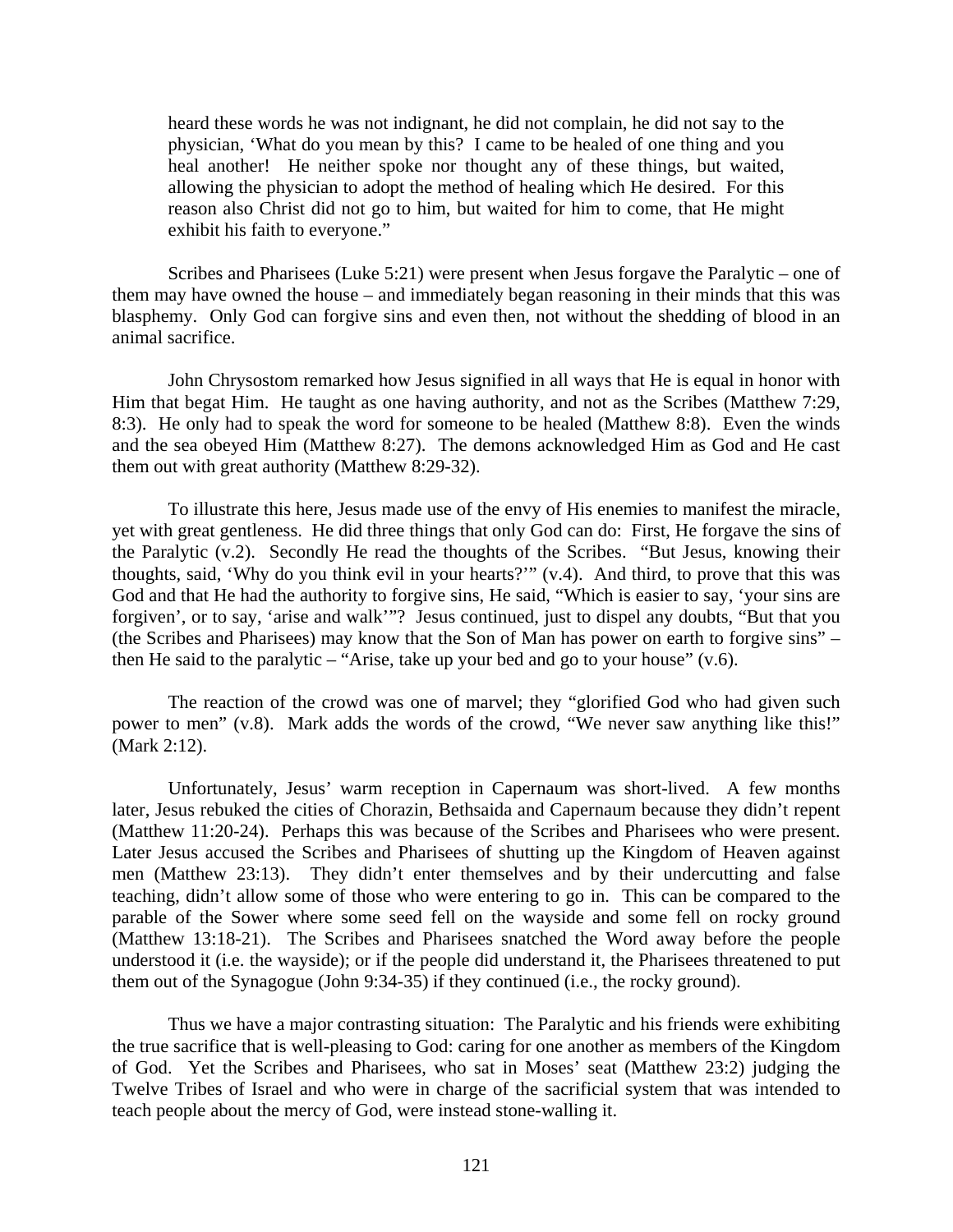> heard these words he was not indignant, he did not complain, he did not say to the physician, 'What do you mean by this? I came to be healed of one thing and you heal another! He neither spoke nor thought any of these things, but waited, allowing the physician to adopt the method of healing which He desired. For this reason also Christ did not go to him, but waited for him to come, that He might exhibit his faith to everyone."

Scribes and Pharisees (Luke 5:21) were present when Jesus forgave the Paralytic – one of them may have owned the house – and immediately began reasoning in their minds that this was blasphemy. Only God can forgive sins and even then, not without the shedding of blood in an animal sacrifice.

John Chrysostom remarked how Jesus signified in all ways that He is equal in honor with Him that begat Him. He taught as one having authority, and not as the Scribes (Matthew 7:29, 8:3). He only had to speak the word for someone to be healed (Matthew 8:8). Even the winds and the sea obeyed Him (Matthew 8:27). The demons acknowledged Him as God and He cast them out with great authority (Matthew 8:29-32).

To illustrate this here, Jesus made use of the envy of His enemies to manifest the miracle, yet with great gentleness. He did three things that only God can do: First, He forgave the sins of the Paralytic (v.2). Secondly He read the thoughts of the Scribes. "But Jesus, knowing their thoughts, said, 'Why do you think evil in your hearts?'" (v.4). And third, to prove that this was God and that He had the authority to forgive sins, He said, "Which is easier to say, 'your sins are forgiven', or to say, 'arise and walk'"? Jesus continued, just to dispel any doubts, "But that you (the Scribes and Pharisees) may know that the Son of Man has power on earth to forgive sins" – then He said to the paralytic – "Arise, take up your bed and go to your house" (v.6).

The reaction of the crowd was one of marvel; they "glorified God who had given such power to men" (v.8). Mark adds the words of the crowd, "We never saw anything like this!" (Mark 2:12).

Unfortunately, Jesus' warm reception in Capernaum was short-lived. A few months later, Jesus rebuked the cities of Chorazin, Bethsaida and Capernaum because they didn't repent (Matthew 11:20-24). Perhaps this was because of the Scribes and Pharisees who were present. Later Jesus accused the Scribes and Pharisees of shutting up the Kingdom of Heaven against men (Matthew 23:13). They didn't enter themselves and by their undercutting and false teaching, didn't allow some of those who were entering to go in. This can be compared to the parable of the Sower where some seed fell on the wayside and some fell on rocky ground (Matthew 13:18-21). The Scribes and Pharisees snatched the Word away before the people understood it (i.e. the wayside); or if the people did understand it, the Pharisees threatened to put them out of the Synagogue (John 9:34-35) if they continued (i.e., the rocky ground).

Thus we have a major contrasting situation: The Paralytic and his friends were exhibiting the true sacrifice that is well-pleasing to God: caring for one another as members of the Kingdom of God. Yet the Scribes and Pharisees, who sat in Moses' seat (Matthew 23:2) judging the Twelve Tribes of Israel and who were in charge of the sacrificial system that was intended to teach people about the mercy of God, were instead stone-walling it.